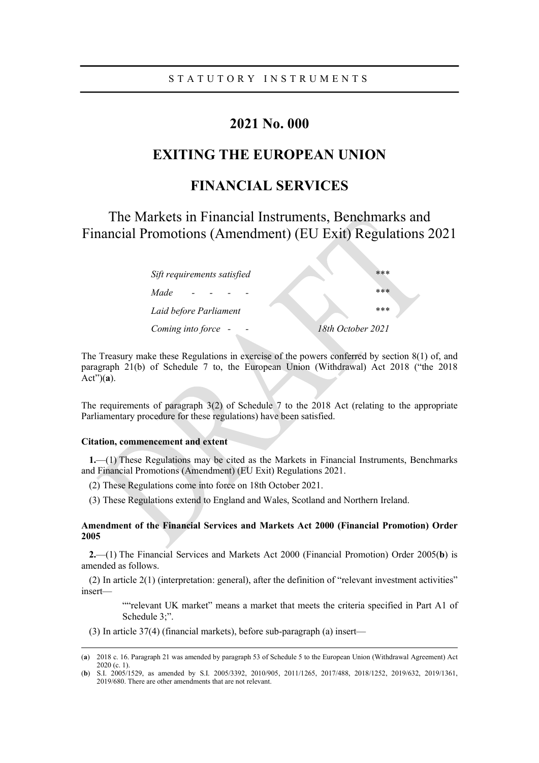STATUTORY INSTRUMENTS

# 2021 No. 000

## EXITING THE EUROPEAN UNION

## FINANCIAL SERVICES

## The Markets in Financial Instruments, Benchmarks and Financial Promotions (Amendment) (EU Exit) Regulations 2021

| | |
|---|---|
| *Sift requirements satisfied* | \*\*\* |
| *Made - - - -* | \*\*\* |
| *Laid before Parliament* | \*\*\* |
| *Coming into force - -* | *18th October 2021* |

The Treasury make these Regulations in exercise of the powers conferred by section 8(1) of, and paragraph 21(b) of Schedule 7 to, the European Union (Withdrawal) Act 2018 ("the 2018 Act")(**a**).

The requirements of paragraph 3(2) of Schedule 7 to the 2018 Act (relating to the appropriate Parliamentary procedure for these regulations) have been satisfied.

**Citation, commencement and extent**

**1.**—(1) These Regulations may be cited as the Markets in Financial Instruments, Benchmarks and Financial Promotions (Amendment) (EU Exit) Regulations 2021.

(2) These Regulations come into force on 18th October 2021.

(3) These Regulations extend to England and Wales, Scotland and Northern Ireland.

**Amendment of the Financial Services and Markets Act 2000 (Financial Promotion) Order 2005**

**2.**—(1) The Financial Services and Markets Act 2000 (Financial Promotion) Order 2005(**b**) is amended as follows.

(2) In article 2(1) (interpretation: general), after the definition of "relevant investment activities" insert—

> ""relevant UK market" means a market that meets the criteria specified in Part A1 of Schedule 3;".

(3) In article 37(4) (financial markets), before sub-paragraph (a) insert—

---

(**a**) 2018 c. 16. Paragraph 21 was amended by paragraph 53 of Schedule 5 to the European Union (Withdrawal Agreement) Act 2020 (c. 1).

(**b**) S.I. 2005/1529, as amended by S.I. 2005/3392, 2010/905, 2011/1265, 2017/488, 2018/1252, 2019/632, 2019/1361, 2019/680. There are other amendments that are not relevant.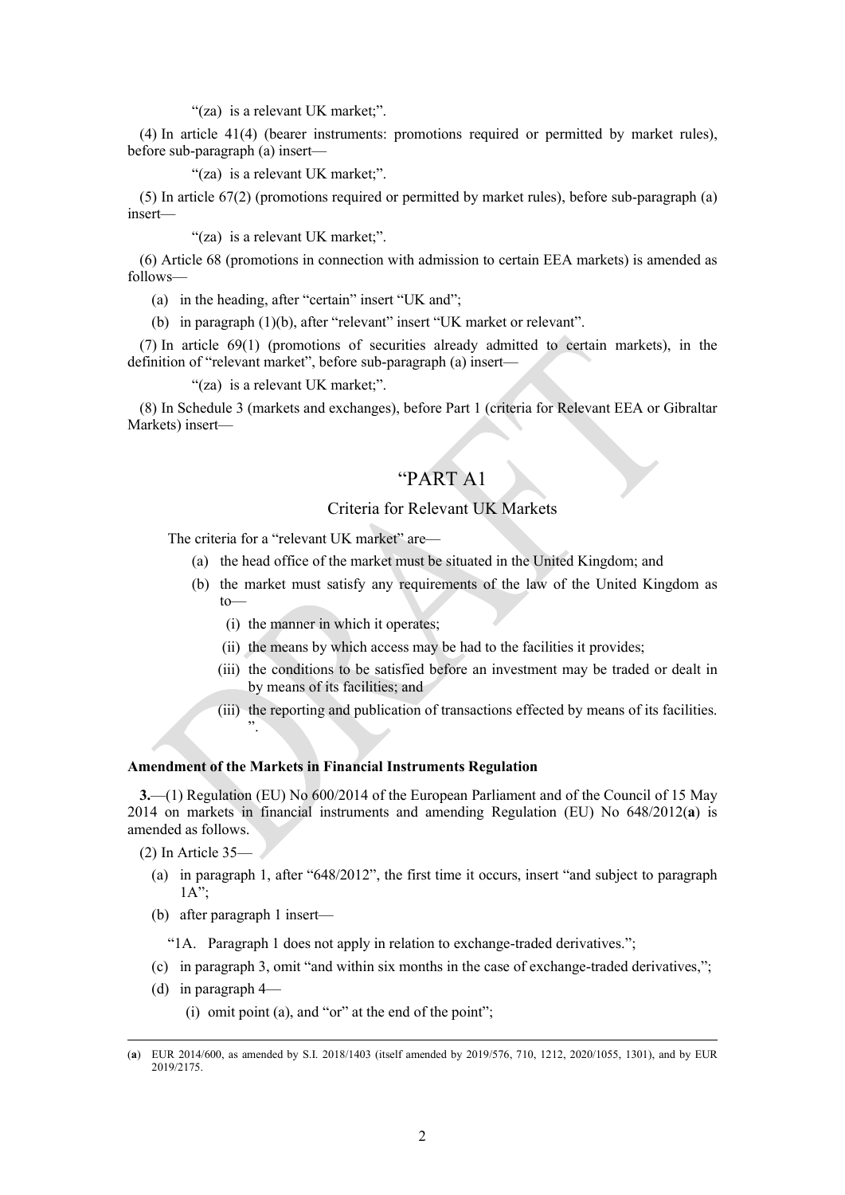"(za) is a relevant UK market;".

(4) In article 41(4) (bearer instruments: promotions required or permitted by market rules), before sub-paragraph (a) insert—

"(za) is a relevant UK market;".

(5) In article 67(2) (promotions required or permitted by market rules), before sub-paragraph (a) insert—

"(za) is a relevant UK market;".

(6) Article 68 (promotions in connection with admission to certain EEA markets) is amended as follows—

(a) in the heading, after "certain" insert "UK and";

(b) in paragraph (1)(b), after "relevant" insert "UK market or relevant".

(7) In article 69(1) (promotions of securities already admitted to certain markets), in the definition of "relevant market", before sub-paragraph (a) insert—

"(za) is a relevant UK market;".

(8) In Schedule 3 (markets and exchanges), before Part 1 (criteria for Relevant EEA or Gibraltar Markets) insert—

"PART A1

Criteria for Relevant UK Markets

The criteria for a "relevant UK market" are—

(a) the head office of the market must be situated in the United Kingdom; and

(b) the market must satisfy any requirements of the law of the United Kingdom as to—

(i) the manner in which it operates;

(ii) the means by which access may be had to the facilities it provides;

(iii) the conditions to be satisfied before an investment may be traded or dealt in by means of its facilities; and

(iii) the reporting and publication of transactions effected by means of its facilities.
".

**Amendment of the Markets in Financial Instruments Regulation**

**3.**—(1) Regulation (EU) No 600/2014 of the European Parliament and of the Council of 15 May 2014 on markets in financial instruments and amending Regulation (EU) No 648/2012(**a**) is amended as follows.

(2) In Article 35—

(a) in paragraph 1, after "648/2012", the first time it occurs, insert "and subject to paragraph 1A";

(b) after paragraph 1 insert—

"1A. Paragraph 1 does not apply in relation to exchange-traded derivatives.";

(c) in paragraph 3, omit "and within six months in the case of exchange-traded derivatives,";

(d) in paragraph 4—

(i) omit point (a), and "or" at the end of the point";

---

(**a**) EUR 2014/600, as amended by S.I. 2018/1403 (itself amended by 2019/576, 710, 1212, 2020/1055, 1301), and by EUR 2019/2175.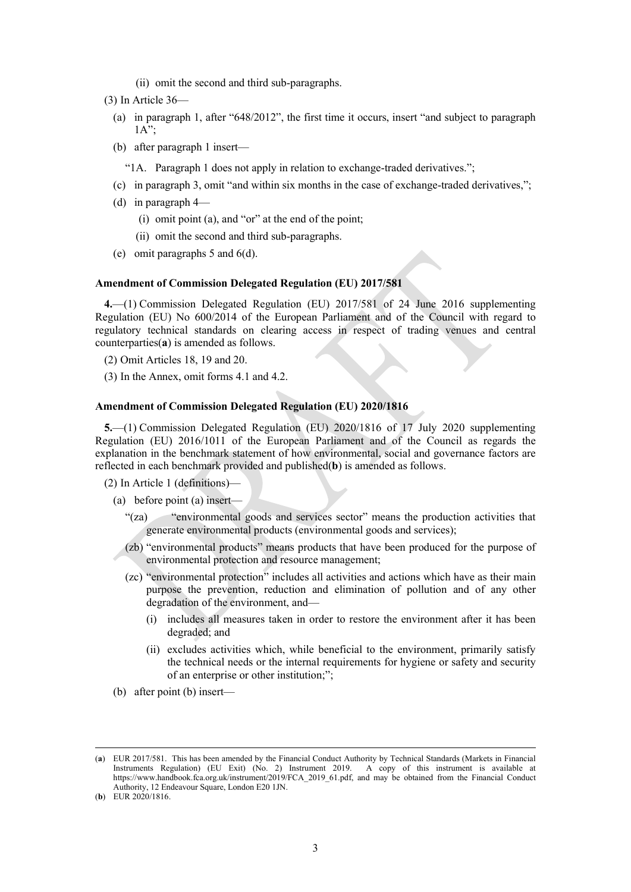(ii) omit the second and third sub-paragraphs.

(3) In Article 36—

(a) in paragraph 1, after "648/2012", the first time it occurs, insert "and subject to paragraph 1A";

(b) after paragraph 1 insert—

"1A. Paragraph 1 does not apply in relation to exchange-traded derivatives.";

(c) in paragraph 3, omit "and within six months in the case of exchange-traded derivatives,";

(d) in paragraph 4—

(i) omit point (a), and "or" at the end of the point;

(ii) omit the second and third sub-paragraphs.

(e) omit paragraphs 5 and 6(d).

**Amendment of Commission Delegated Regulation (EU) 2017/581**

**4.**—(1) Commission Delegated Regulation (EU) 2017/581 of 24 June 2016 supplementing Regulation (EU) No 600/2014 of the European Parliament and of the Council with regard to regulatory technical standards on clearing access in respect of trading venues and central counterparties(**a**) is amended as follows.

(2) Omit Articles 18, 19 and 20.

(3) In the Annex, omit forms 4.1 and 4.2.

**Amendment of Commission Delegated Regulation (EU) 2020/1816**

**5.**—(1) Commission Delegated Regulation (EU) 2020/1816 of 17 July 2020 supplementing Regulation (EU) 2016/1011 of the European Parliament and of the Council as regards the explanation in the benchmark statement of how environmental, social and governance factors are reflected in each benchmark provided and published(**b**) is amended as follows.

(2) In Article 1 (definitions)—

(a) before point (a) insert—

"(za) "environmental goods and services sector" means the production activities that generate environmental products (environmental goods and services);

(zb) "environmental products" means products that have been produced for the purpose of environmental protection and resource management;

(zc) "environmental protection" includes all activities and actions which have as their main purpose the prevention, reduction and elimination of pollution and of any other degradation of the environment, and—

(i) includes all measures taken in order to restore the environment after it has been degraded; and

(ii) excludes activities which, while beneficial to the environment, primarily satisfy the technical needs or the internal requirements for hygiene or safety and security of an enterprise or other institution;";

(b) after point (b) insert—

---

(**a**) EUR 2017/581. This has been amended by the Financial Conduct Authority by Technical Standards (Markets in Financial Instruments Regulation) (EU Exit) (No. 2) Instrument 2019. A copy of this instrument is available at https://www.handbook.fca.org.uk/instrument/2019/FCA_2019_61.pdf, and may be obtained from the Financial Conduct Authority, 12 Endeavour Square, London E20 1JN.

(**b**) EUR 2020/1816.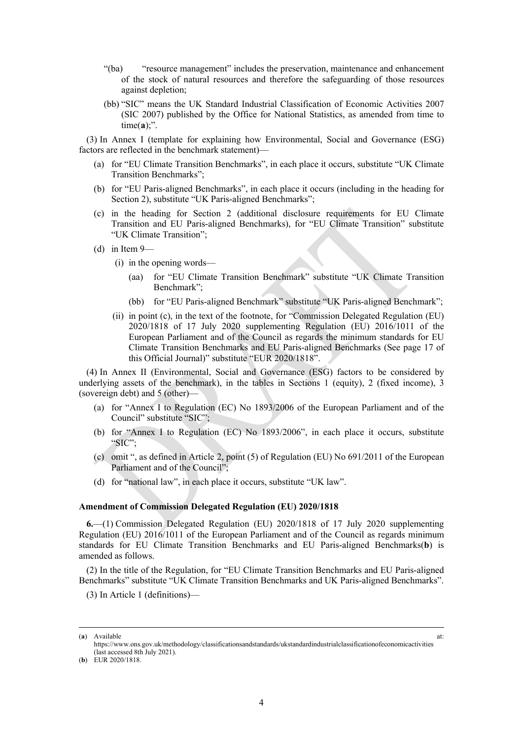"(ba) "resource management" includes the preservation, maintenance and enhancement of the stock of natural resources and therefore the safeguarding of those resources against depletion;

(bb) "SIC" means the UK Standard Industrial Classification of Economic Activities 2007 (SIC 2007) published by the Office for National Statistics, as amended from time to time(**a**);".

(3) In Annex I (template for explaining how Environmental, Social and Governance (ESG) factors are reflected in the benchmark statement)—

(a) for "EU Climate Transition Benchmarks", in each place it occurs, substitute "UK Climate Transition Benchmarks";

(b) for "EU Paris-aligned Benchmarks", in each place it occurs (including in the heading for Section 2), substitute "UK Paris-aligned Benchmarks";

(c) in the heading for Section 2 (additional disclosure requirements for EU Climate Transition and EU Paris-aligned Benchmarks), for "EU Climate Transition" substitute "UK Climate Transition";

(d) in Item 9—

(i) in the opening words—

(aa) for "EU Climate Transition Benchmark" substitute "UK Climate Transition Benchmark";

(bb) for "EU Paris-aligned Benchmark" substitute "UK Paris-aligned Benchmark";

(ii) in point (c), in the text of the footnote, for "Commission Delegated Regulation (EU) 2020/1818 of 17 July 2020 supplementing Regulation (EU) 2016/1011 of the European Parliament and of the Council as regards the minimum standards for EU Climate Transition Benchmarks and EU Paris-aligned Benchmarks (See page 17 of this Official Journal)" substitute "EUR 2020/1818".

(4) In Annex II (Environmental, Social and Governance (ESG) factors to be considered by underlying assets of the benchmark), in the tables in Sections 1 (equity), 2 (fixed income), 3 (sovereign debt) and 5 (other)—

(a) for "Annex I to Regulation (EC) No 1893/2006 of the European Parliament and of the Council" substitute "SIC";

(b) for "Annex I to Regulation (EC) No 1893/2006", in each place it occurs, substitute "SIC";

(c) omit ", as defined in Article 2, point (5) of Regulation (EU) No 691/2011 of the European Parliament and of the Council";

(d) for "national law", in each place it occurs, substitute "UK law".

**Amendment of Commission Delegated Regulation (EU) 2020/1818**

**6.**—(1) Commission Delegated Regulation (EU) 2020/1818 of 17 July 2020 supplementing Regulation (EU) 2016/1011 of the European Parliament and of the Council as regards minimum standards for EU Climate Transition Benchmarks and EU Paris-aligned Benchmarks(**b**) is amended as follows.

(2) In the title of the Regulation, for "EU Climate Transition Benchmarks and EU Paris-aligned Benchmarks" substitute "UK Climate Transition Benchmarks and UK Paris-aligned Benchmarks".

(3) In Article 1 (definitions)—

---

(**a**) Available at: https://www.ons.gov.uk/methodology/classificationsandstandards/ukstandardindustrialclassificationofeconomicactivities (last accessed 8th July 2021).

(**b**) EUR 2020/1818.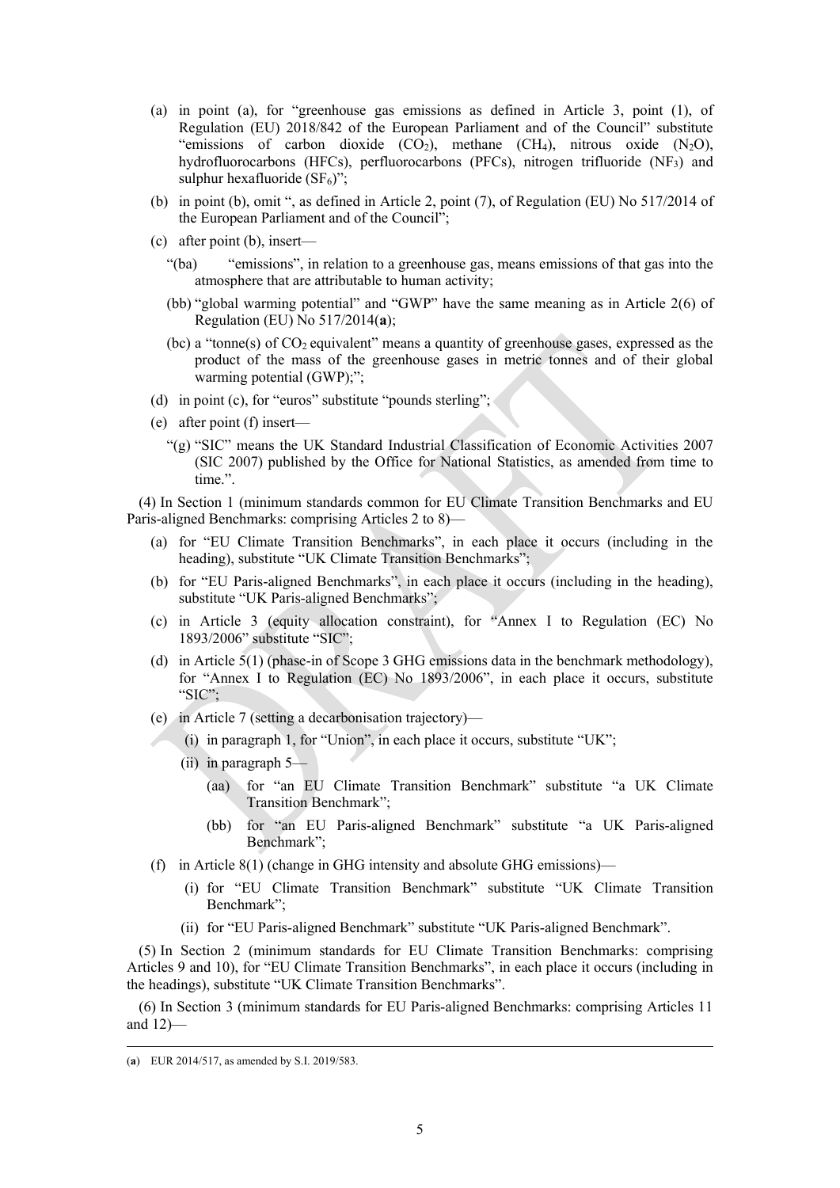(a) in point (a), for "greenhouse gas emissions as defined in Article 3, point (1), of Regulation (EU) 2018/842 of the European Parliament and of the Council" substitute "emissions of carbon dioxide ($CO_2$), methane ($CH_4$), nitrous oxide ($N_2O$), hydrofluorocarbons (HFCs), perfluorocarbons (PFCs), nitrogen trifluoride ($NF_3$) and sulphur hexafluoride ($SF_6$)";

(b) in point (b), omit ", as defined in Article 2, point (7), of Regulation (EU) No 517/2014 of the European Parliament and of the Council";

(c) after point (b), insert—

"(ba) "emissions", in relation to a greenhouse gas, means emissions of that gas into the atmosphere that are attributable to human activity;

(bb) "global warming potential" and "GWP" have the same meaning as in Article 2(6) of Regulation (EU) No 517/2014(**a**);

(bc) a "tonne(s) of $CO_2$ equivalent" means a quantity of greenhouse gases, expressed as the product of the mass of the greenhouse gases in metric tonnes and of their global warming potential (GWP);";

(d) in point (c), for "euros" substitute "pounds sterling";

(e) after point (f) insert—

"(g) "SIC" means the UK Standard Industrial Classification of Economic Activities 2007 (SIC 2007) published by the Office for National Statistics, as amended from time to time.".

(4) In Section 1 (minimum standards common for EU Climate Transition Benchmarks and EU Paris-aligned Benchmarks: comprising Articles 2 to 8)—

(a) for "EU Climate Transition Benchmarks", in each place it occurs (including in the heading), substitute "UK Climate Transition Benchmarks";

(b) for "EU Paris-aligned Benchmarks", in each place it occurs (including in the heading), substitute "UK Paris-aligned Benchmarks";

(c) in Article 3 (equity allocation constraint), for "Annex I to Regulation (EC) No 1893/2006" substitute "SIC";

(d) in Article 5(1) (phase-in of Scope 3 GHG emissions data in the benchmark methodology), for "Annex I to Regulation (EC) No 1893/2006", in each place it occurs, substitute "SIC";

(e) in Article 7 (setting a decarbonisation trajectory)—

(i) in paragraph 1, for "Union", in each place it occurs, substitute "UK";

(ii) in paragraph 5—

(aa) for "an EU Climate Transition Benchmark" substitute "a UK Climate Transition Benchmark";

(bb) for "an EU Paris-aligned Benchmark" substitute "a UK Paris-aligned Benchmark";

(f) in Article 8(1) (change in GHG intensity and absolute GHG emissions)—

(i) for "EU Climate Transition Benchmark" substitute "UK Climate Transition Benchmark";

(ii) for "EU Paris-aligned Benchmark" substitute "UK Paris-aligned Benchmark".

(5) In Section 2 (minimum standards for EU Climate Transition Benchmarks: comprising Articles 9 and 10), for "EU Climate Transition Benchmarks", in each place it occurs (including in the headings), substitute "UK Climate Transition Benchmarks".

(6) In Section 3 (minimum standards for EU Paris-aligned Benchmarks: comprising Articles 11 and 12)—

---

(**a**) EUR 2014/517, as amended by S.I. 2019/583.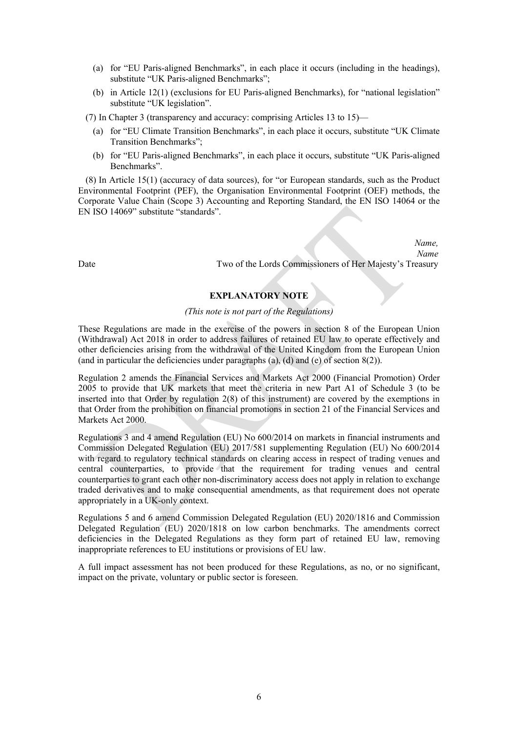(a) for "EU Paris-aligned Benchmarks", in each place it occurs (including in the headings), substitute "UK Paris-aligned Benchmarks";

(b) in Article 12(1) (exclusions for EU Paris-aligned Benchmarks), for "national legislation" substitute "UK legislation".

(7) In Chapter 3 (transparency and accuracy: comprising Articles 13 to 15)—

(a) for "EU Climate Transition Benchmarks", in each place it occurs, substitute "UK Climate Transition Benchmarks";

(b) for "EU Paris-aligned Benchmarks", in each place it occurs, substitute "UK Paris-aligned Benchmarks".

(8) In Article 15(1) (accuracy of data sources), for "or European standards, such as the Product Environmental Footprint (PEF), the Organisation Environmental Footprint (OEF) methods, the Corporate Value Chain (Scope 3) Accounting and Reporting Standard, the EN ISO 14064 or the EN ISO 14069" substitute "standards".

*Name,*
*Name*

Date — Two of the Lords Commissioners of Her Majesty's Treasury

## EXPLANATORY NOTE

*(This note is not part of the Regulations)*

These Regulations are made in the exercise of the powers in section 8 of the European Union (Withdrawal) Act 2018 in order to address failures of retained EU law to operate effectively and other deficiencies arising from the withdrawal of the United Kingdom from the European Union (and in particular the deficiencies under paragraphs (a), (d) and (e) of section 8(2)).

Regulation 2 amends the Financial Services and Markets Act 2000 (Financial Promotion) Order 2005 to provide that UK markets that meet the criteria in new Part A1 of Schedule 3 (to be inserted into that Order by regulation 2(8) of this instrument) are covered by the exemptions in that Order from the prohibition on financial promotions in section 21 of the Financial Services and Markets Act 2000.

Regulations 3 and 4 amend Regulation (EU) No 600/2014 on markets in financial instruments and Commission Delegated Regulation (EU) 2017/581 supplementing Regulation (EU) No 600/2014 with regard to regulatory technical standards on clearing access in respect of trading venues and central counterparties, to provide that the requirement for trading venues and central counterparties to grant each other non-discriminatory access does not apply in relation to exchange traded derivatives and to make consequential amendments, as that requirement does not operate appropriately in a UK-only context.

Regulations 5 and 6 amend Commission Delegated Regulation (EU) 2020/1816 and Commission Delegated Regulation (EU) 2020/1818 on low carbon benchmarks. The amendments correct deficiencies in the Delegated Regulations as they form part of retained EU law, removing inappropriate references to EU institutions or provisions of EU law.

A full impact assessment has not been produced for these Regulations, as no, or no significant, impact on the private, voluntary or public sector is foreseen.